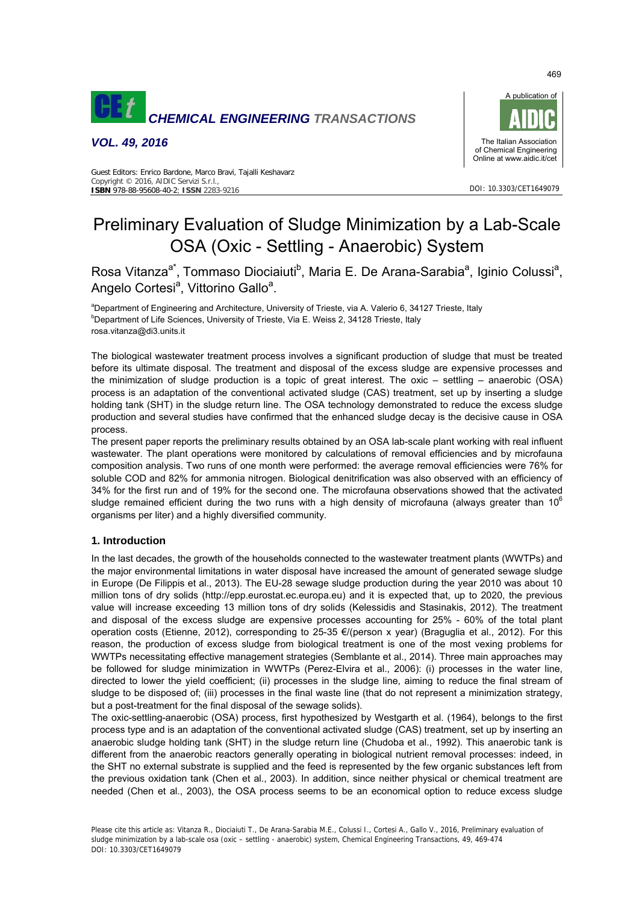# Preliminary Evaluation of Sludge Minimization by a Lab-Scale OSA (Oxic - Settling - Anaerobic) System

Rosa Vitanza[a*], Tommaso Diociaiuti[b], Maria E. De Arana-Sarabia[a], Iginio Colussi[a], Angelo Cortesi[a], Vittorino Gallo[a].

[a]Department of Engineering and Architecture, University of Trieste, via A. Valerio 6, 34127 Trieste, Italy
[b]Department of Life Sciences, University of Trieste, Via E. Weiss 2, 34128 Trieste, Italy
rosa.vitanza@di3.units.it

The biological wastewater treatment process involves a significant production of sludge that must be treated before its ultimate disposal. The treatment and disposal of the excess sludge are expensive processes and the minimization of sludge production is a topic of great interest. The oxic – settling – anaerobic (OSA) process is an adaptation of the conventional activated sludge (CAS) treatment, set up by inserting a sludge holding tank (SHT) in the sludge return line. The OSA technology demonstrated to reduce the excess sludge production and several studies have confirmed that the enhanced sludge decay is the decisive cause in OSA process.

The present paper reports the preliminary results obtained by an OSA lab-scale plant working with real influent wastewater. The plant operations were monitored by calculations of removal efficiencies and by microfauna composition analysis. Two runs of one month were performed: the average removal efficiencies were 76% for soluble COD and 82% for ammonia nitrogen. Biological denitrification was also observed with an efficiency of 34% for the first run and of 19% for the second one. The microfauna observations showed that the activated sludge remained efficient during the two runs with a high density of microfauna (always greater than $10^6$ organisms per liter) and a highly diversified community.

## 1. Introduction

In the last decades, the growth of the households connected to the wastewater treatment plants (WWTPs) and the major environmental limitations in water disposal have increased the amount of generated sewage sludge in Europe (De Filippis et al., 2013). The EU-28 sewage sludge production during the year 2010 was about 10 million tons of dry solids (http://epp.eurostat.ec.europa.eu) and it is expected that, up to 2020, the previous value will increase exceeding 13 million tons of dry solids (Kelessidis and Stasinakis, 2012). The treatment and disposal of the excess sludge are expensive processes accounting for 25% - 60% of the total plant operation costs (Etienne, 2012), corresponding to 25-35 €/(person x year) (Braguglia et al., 2012). For this reason, the production of excess sludge from biological treatment is one of the most vexing problems for WWTPs necessitating effective management strategies (Semblante et al., 2014). Three main approaches may be followed for sludge minimization in WWTPs (Perez-Elvira et al., 2006): (i) processes in the water line, directed to lower the yield coefficient; (ii) processes in the sludge line, aiming to reduce the final stream of sludge to be disposed of; (iii) processes in the final waste line (that do not represent a minimization strategy, but a post-treatment for the final disposal of the sewage solids).

The oxic-settling-anaerobic (OSA) process, first hypothesized by Westgarth et al. (1964), belongs to the first process type and is an adaptation of the conventional activated sludge (CAS) treatment, set up by inserting an anaerobic sludge holding tank (SHT) in the sludge return line (Chudoba et al., 1992). This anaerobic tank is different from the anaerobic reactors generally operating in biological nutrient removal processes: indeed, in the SHT no external substrate is supplied and the feed is represented by the few organic substances left from the previous oxidation tank (Chen et al., 2003). In addition, since neither physical or chemical treatment are needed (Chen et al., 2003), the OSA process seems to be an economical option to reduce excess sludge

Please cite this article as: Vitanza R., Diociaiuti T., De Arana-Sarabia M.E., Colussi I., Cortesi A., Gallo V., 2016, Preliminary evaluation of sludge minimization by a lab-scale osa (oxic – settling - anaerobic) system, Chemical Engineering Transactions, 49, 469-474 DOI: 10.3303/CET1649079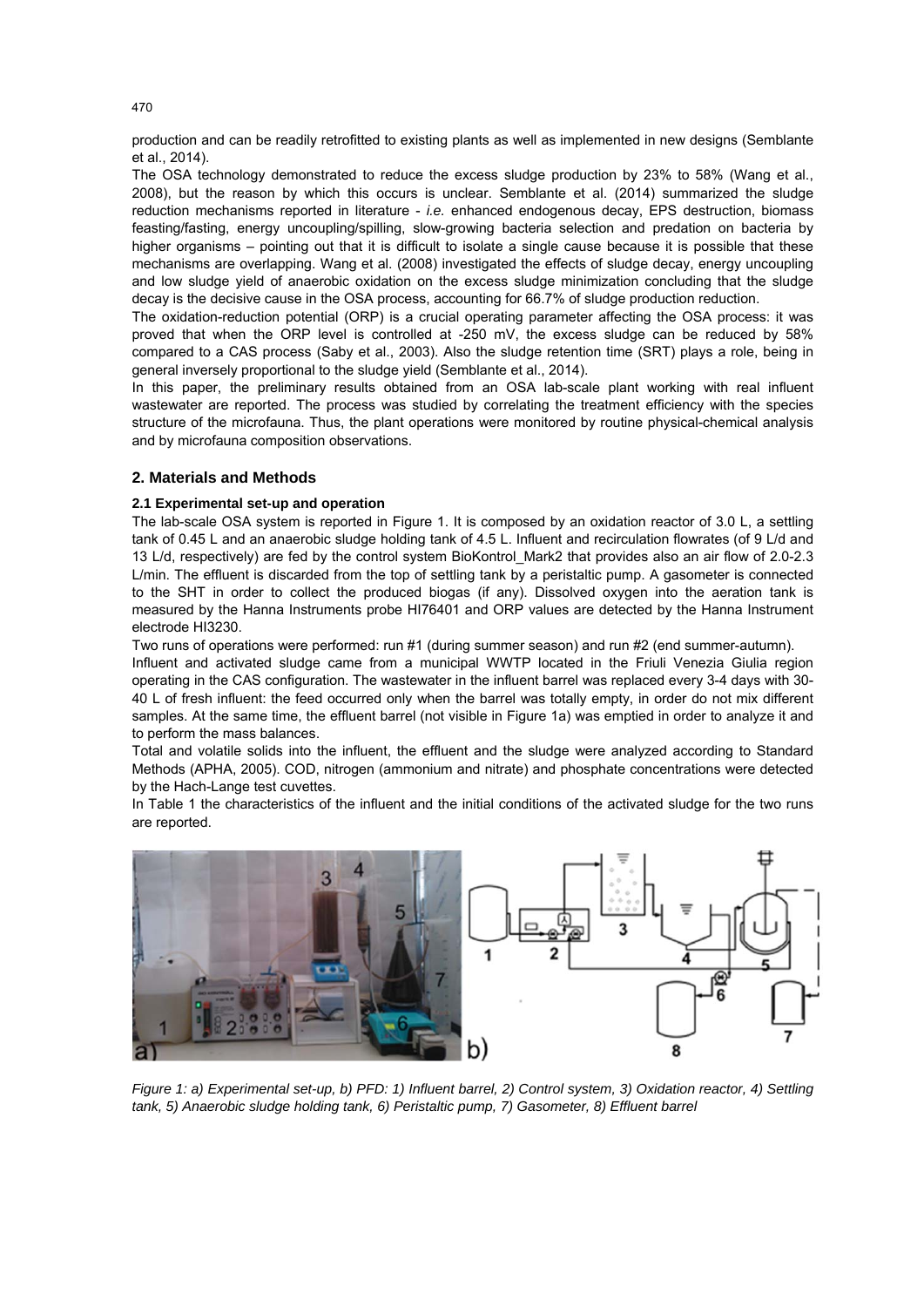production and can be readily retrofitted to existing plants as well as implemented in new designs (Semblante et al., 2014).

The OSA technology demonstrated to reduce the excess sludge production by 23% to 58% (Wang et al., 2008), but the reason by which this occurs is unclear. Semblante et al. (2014) summarized the sludge reduction mechanisms reported in literature - *i.e.* enhanced endogenous decay, EPS destruction, biomass feasting/fasting, energy uncoupling/spilling, slow-growing bacteria selection and predation on bacteria by higher organisms – pointing out that it is difficult to isolate a single cause because it is possible that these mechanisms are overlapping. Wang et al. (2008) investigated the effects of sludge decay, energy uncoupling and low sludge yield of anaerobic oxidation on the excess sludge minimization concluding that the sludge decay is the decisive cause in the OSA process, accounting for 66.7% of sludge production reduction.

The oxidation-reduction potential (ORP) is a crucial operating parameter affecting the OSA process: it was proved that when the ORP level is controlled at -250 mV, the excess sludge can be reduced by 58% compared to a CAS process (Saby et al., 2003). Also the sludge retention time (SRT) plays a role, being in general inversely proportional to the sludge yield (Semblante et al., 2014).

In this paper, the preliminary results obtained from an OSA lab-scale plant working with real influent wastewater are reported. The process was studied by correlating the treatment efficiency with the species structure of the microfauna. Thus, the plant operations were monitored by routine physical-chemical analysis and by microfauna composition observations.

## 2. Materials and Methods

### 2.1 Experimental set-up and operation

The lab-scale OSA system is reported in Figure 1. It is composed by an oxidation reactor of 3.0 L, a settling tank of 0.45 L and an anaerobic sludge holding tank of 4.5 L. Influent and recirculation flowrates (of 9 L/d and 13 L/d, respectively) are fed by the control system BioKontrol_Mark2 that provides also an air flow of 2.0-2.3 L/min. The effluent is discarded from the top of settling tank by a peristaltic pump. A gasometer is connected to the SHT in order to collect the produced biogas (if any). Dissolved oxygen into the aeration tank is measured by the Hanna Instruments probe HI76401 and ORP values are detected by the Hanna Instrument electrode HI3230.

Two runs of operations were performed: run #1 (during summer season) and run #2 (end summer-autumn).

Influent and activated sludge came from a municipal WWTP located in the Friuli Venezia Giulia region operating in the CAS configuration. The wastewater in the influent barrel was replaced every 3-4 days with 30-40 L of fresh influent: the feed occurred only when the barrel was totally empty, in order do not mix different samples. At the same time, the effluent barrel (not visible in Figure 1a) was emptied in order to analyze it and to perform the mass balances.

Total and volatile solids into the influent, the effluent and the sludge were analyzed according to Standard Methods (APHA, 2005). COD, nitrogen (ammonium and nitrate) and phosphate concentrations were detected by the Hach-Lange test cuvettes.

In Table 1 the characteristics of the influent and the initial conditions of the activated sludge for the two runs are reported.

*Figure 1: a) Experimental set-up, b) PFD: 1) Influent barrel, 2) Control system, 3) Oxidation reactor, 4) Settling tank, 5) Anaerobic sludge holding tank, 6) Peristaltic pump, 7) Gasometer, 8) Effluent barrel*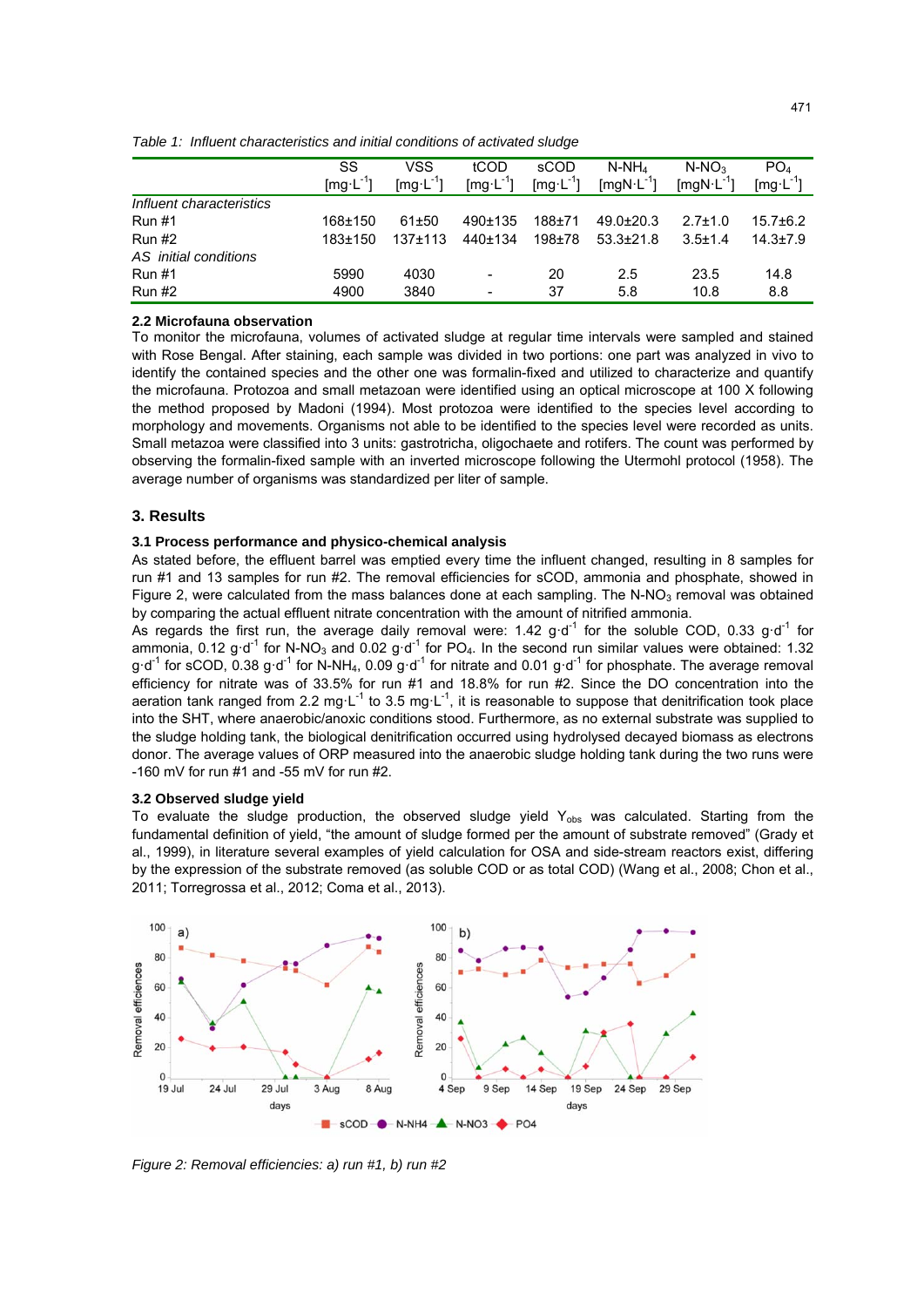*Table 1: Influent characteristics and initial conditions of activated sludge*

| | SS $[mg \cdot L^{-1}]$ | VSS $[mg \cdot L^{-1}]$ | tCOD $[mg \cdot L^{-1}]$ | sCOD $[mg \cdot L^{-1}]$ | $N\text{-}NH_4$ $[mgN \cdot L^{-1}]$ | $N\text{-}NO_3$ $[mgN \cdot L^{-1}]$ | $PO_4$ $[mg \cdot L^{-1}]$ |
|---|---|---|---|---|---|---|---|
| *Influent characteristics* | | | | | | | |
| Run #1 | 168±150 | 61±50 | 490±135 | 188±71 | 49.0±20.3 | 2.7±1.0 | 15.7±6.2 |
| Run #2 | 183±150 | 137±113 | 440±134 | 198±78 | 53.3±21.8 | 3.5±1.4 | 14.3±7.9 |
| *AS initial conditions* | | | | | | | |
| Run #1 | 5990 | 4030 | - | 20 | 2.5 | 23.5 | 14.8 |
| Run #2 | 4900 | 3840 | - | 37 | 5.8 | 10.8 | 8.8 |

### 2.2 Microfauna observation

To monitor the microfauna, volumes of activated sludge at regular time intervals were sampled and stained with Rose Bengal. After staining, each sample was divided in two portions: one part was analyzed in vivo to identify the contained species and the other one was formalin-fixed and utilized to characterize and quantify the microfauna. Protozoa and small metazoan were identified using an optical microscope at 100 X following the method proposed by Madoni (1994). Most protozoa were identified to the species level according to morphology and movements. Organisms not able to be identified to the species level were recorded as units. Small metazoa were classified into 3 units: gastrotricha, oligochaete and rotifers. The count was performed by observing the formalin-fixed sample with an inverted microscope following the Utermohl protocol (1958). The average number of organisms was standardized per liter of sample.

## 3. Results

### 3.1 Process performance and physico-chemical analysis

As stated before, the effluent barrel was emptied every time the influent changed, resulting in 8 samples for run #1 and 13 samples for run #2. The removal efficiencies for sCOD, ammonia and phosphate, showed in Figure 2, were calculated from the mass balances done at each sampling. The $N\text{-}NO_3$ removal was obtained by comparing the actual effluent nitrate concentration with the amount of nitrified ammonia.

As regards the first run, the average daily removal were: 1.42 $g \cdot d^{-1}$ for the soluble COD, 0.33 $g \cdot d^{-1}$ for ammonia, 0.12 $g \cdot d^{-1}$ for $N\text{-}NO_3$ and 0.02 $g \cdot d^{-1}$ for $PO_4$. In the second run similar values were obtained: 1.32 $g \cdot d^{-1}$ for sCOD, 0.38 $g \cdot d^{-1}$ for $N\text{-}NH_4$, 0.09 $g \cdot d^{-1}$ for nitrate and 0.01 $g \cdot d^{-1}$ for phosphate. The average removal efficiency for nitrate was of 33.5% for run #1 and 18.8% for run #2. Since the DO concentration into the aeration tank ranged from 2.2 $mg \cdot L^{-1}$ to 3.5 $mg \cdot L^{-1}$, it is reasonable to suppose that denitrification took place into the SHT, where anaerobic/anoxic conditions stood. Furthermore, as no external substrate was supplied to the sludge holding tank, the biological denitrification occurred using hydrolysed decayed biomass as electrons donor. The average values of ORP measured into the anaerobic sludge holding tank during the two runs were -160 mV for run #1 and -55 mV for run #2.

### 3.2 Observed sludge yield

To evaluate the sludge production, the observed sludge yield $Y_{obs}$ was calculated. Starting from the fundamental definition of yield, "the amount of sludge formed per the amount of substrate removed" (Grady et al., 1999), in literature several examples of yield calculation for OSA and side-stream reactors exist, differing by the expression of the substrate removed (as soluble COD or as total COD) (Wang et al., 2008; Chon et al., 2011; Torregrossa et al., 2012; Coma et al., 2013).

*Figure 2: Removal efficiencies: a) run #1, b) run #2*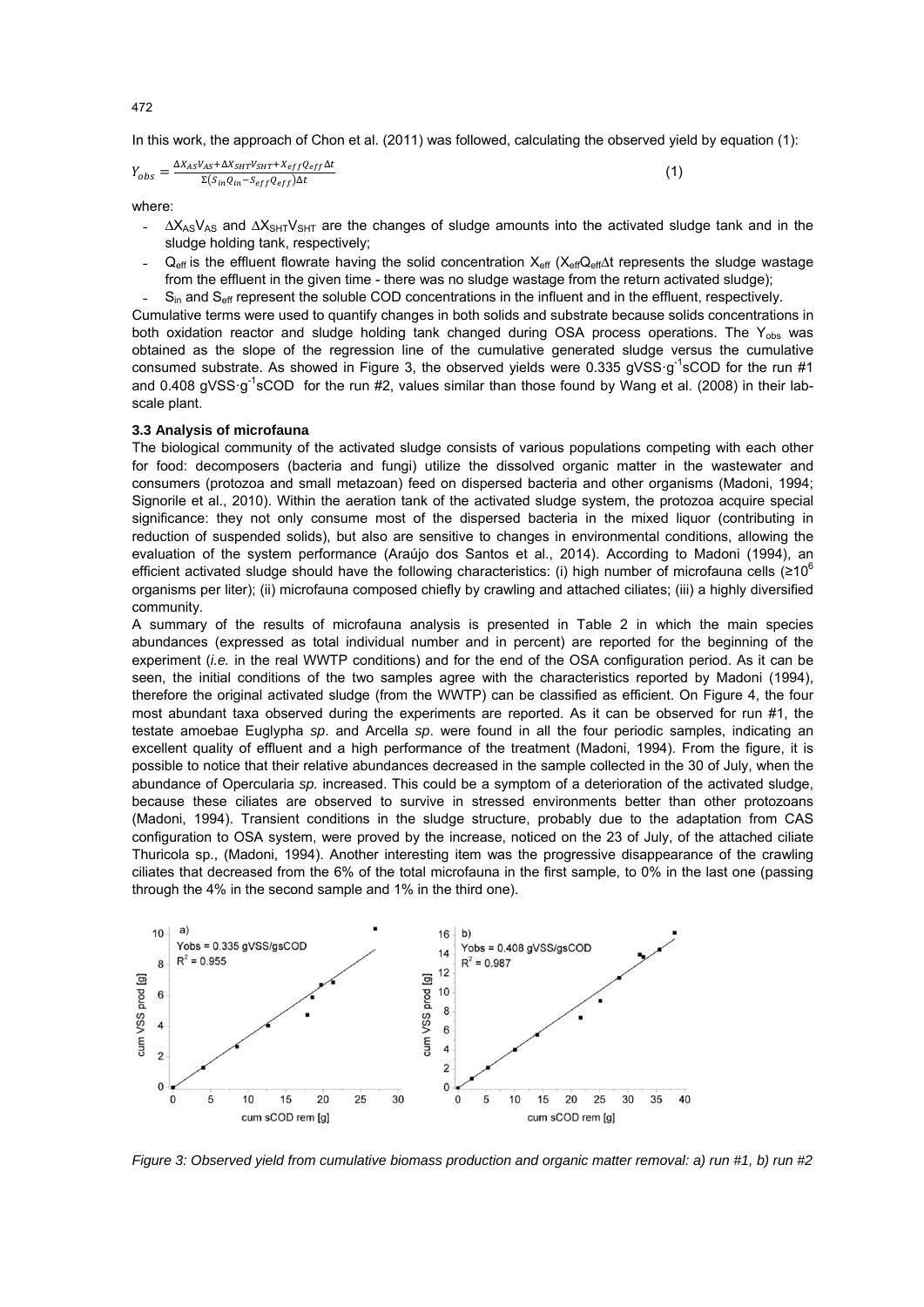In this work, the approach of Chon et al. (2011) was followed, calculating the observed yield by equation (1):

$$Y_{obs} = \frac{\Delta X_{AS}V_{AS} + \Delta X_{SHT}V_{SHT} + X_{eff}Q_{eff}\Delta t}{\Sigma(S_{in}Q_{in} - S_{eff}Q_{eff})\Delta t} \quad (1)$$

where:

- $\Delta X_{AS}V_{AS}$ and $\Delta X_{SHT}V_{SHT}$ are the changes of sludge amounts into the activated sludge tank and in the sludge holding tank, respectively;
- $Q_{eff}$ is the effluent flowrate having the solid concentration $X_{eff}$ ($X_{eff}Q_{eff}\Delta t$ represents the sludge wastage from the effluent in the given time - there was no sludge wastage from the return activated sludge);
- $S_{in}$ and $S_{eff}$ represent the soluble COD concentrations in the influent and in the effluent, respectively.

Cumulative terms were used to quantify changes in both solids and substrate because solids concentrations in both oxidation reactor and sludge holding tank changed during OSA process operations. The $Y_{obs}$ was obtained as the slope of the regression line of the cumulative generated sludge versus the cumulative consumed substrate. As showed in Figure 3, the observed yields were 0.335 $gVSS \cdot g^{-1}sCOD$ for the run #1 and 0.408 $gVSS \cdot g^{-1}sCOD$ for the run #2, values similar than those found by Wang et al. (2008) in their lab-scale plant.

### 3.3 Analysis of microfauna

The biological community of the activated sludge consists of various populations competing with each other for food: decomposers (bacteria and fungi) utilize the dissolved organic matter in the wastewater and consumers (protozoa and small metazoan) feed on dispersed bacteria and other organisms (Madoni, 1994; Signorile et al., 2010). Within the aeration tank of the activated sludge system, the protozoa acquire special significance: they not only consume most of the dispersed bacteria in the mixed liquor (contributing in reduction of suspended solids), but also are sensitive to changes in environmental conditions, allowing the evaluation of the system performance (Araújo dos Santos et al., 2014). According to Madoni (1994), an efficient activated sludge should have the following characteristics: (i) high number of microfauna cells ($\geq 10^6$ organisms per liter); (ii) microfauna composed chiefly by crawling and attached ciliates; (iii) a highly diversified community.

A summary of the results of microfauna analysis is presented in Table 2 in which the main species abundances (expressed as total individual number and in percent) are reported for the beginning of the experiment (*i.e.* in the real WWTP conditions) and for the end of the OSA configuration period. As it can be seen, the initial conditions of the two samples agree with the characteristics reported by Madoni (1994), therefore the original activated sludge (from the WWTP) can be classified as efficient. On Figure 4, the four most abundant taxa observed during the experiments are reported. As it can be observed for run #1, the testate amoebae Euglypha *sp*. and Arcella *sp*. were found in all the four periodic samples, indicating an excellent quality of effluent and a high performance of the treatment (Madoni, 1994). From the figure, it is possible to notice that their relative abundances decreased in the sample collected in the 30 of July, when the abundance of Opercularia *sp.* increased. This could be a symptom of a deterioration of the activated sludge, because these ciliates are observed to survive in stressed environments better than other protozoans (Madoni, 1994). Transient conditions in the sludge structure, probably due to the adaptation from CAS configuration to OSA system, were proved by the increase, noticed on the 23 of July, of the attached ciliate Thuricola sp., (Madoni, 1994). Another interesting item was the progressive disappearance of the crawling ciliates that decreased from the 6% of the total microfauna in the first sample, to 0% in the last one (passing through the 4% in the second sample and 1% in the third one).

*Figure 3: Observed yield from cumulative biomass production and organic matter removal: a) run #1, b) run #2*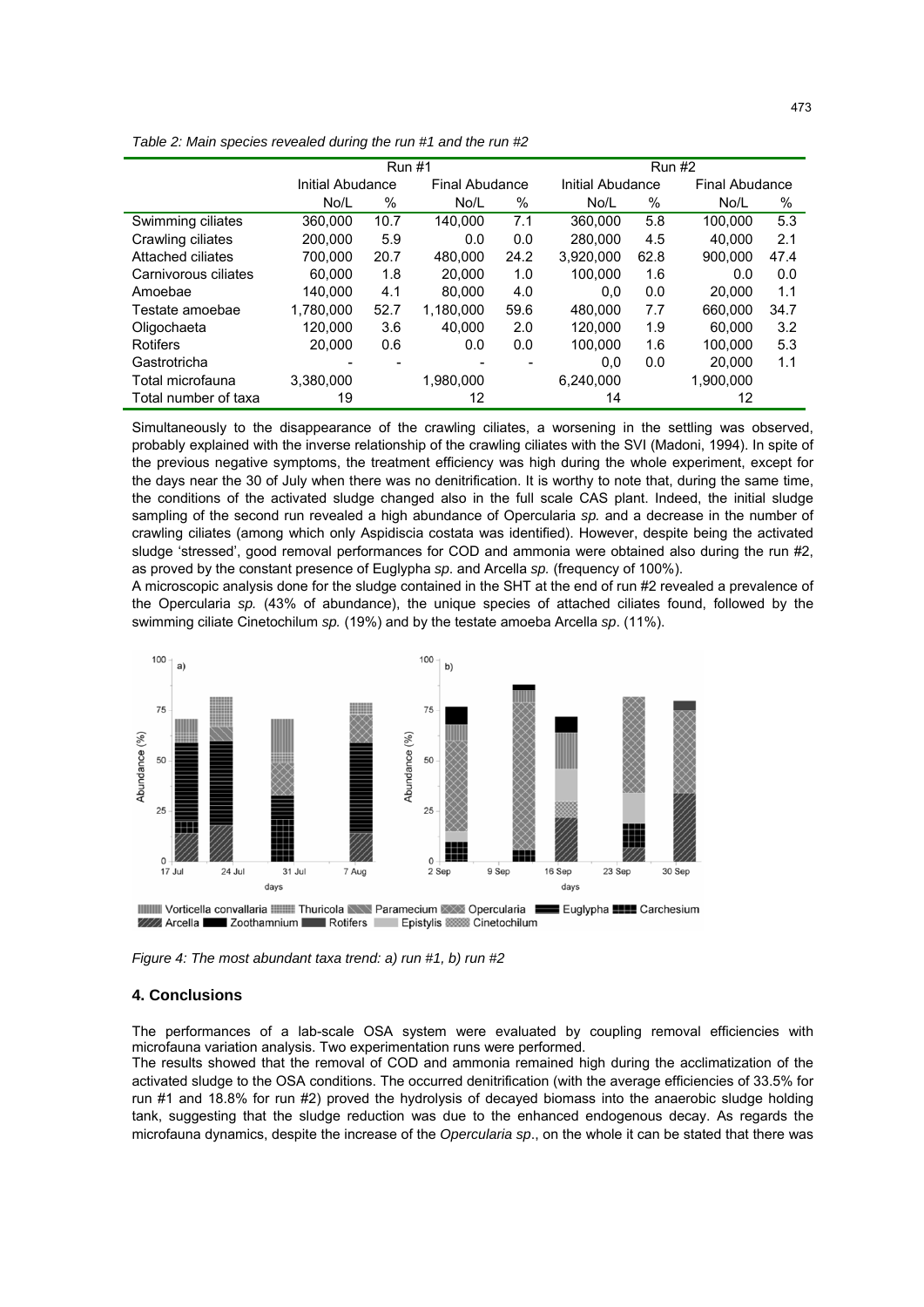Table 2: Main species revealed during the run #1 and the run #2

| | Run #1 | | | | Run #2 | | | |
|---|---|---|---|---|---|---|---|---|
| | Initial Abudance | | Final Abudance | | Initial Abudance | | Final Abudance | |
| | No/L | % | No/L | % | No/L | % | No/L | % |
| Swimming ciliates | 360,000 | 10.7 | 140,000 | 7.1 | 360,000 | 5.8 | 100,000 | 5.3 |
| Crawling ciliates | 200,000 | 5.9 | 0.0 | 0.0 | 280,000 | 4.5 | 40,000 | 2.1 |
| Attached ciliates | 700,000 | 20.7 | 480,000 | 24.2 | 3,920,000 | 62.8 | 900,000 | 47.4 |
| Carnivorous ciliates | 60,000 | 1.8 | 20,000 | 1.0 | 100,000 | 1.6 | 0.0 | 0.0 |
| Amoebae | 140,000 | 4.1 | 80,000 | 4.0 | 0,0 | 0.0 | 20,000 | 1.1 |
| Testate amoebae | 1,780,000 | 52.7 | 1,180,000 | 59.6 | 480,000 | 7.7 | 660,000 | 34.7 |
| Oligochaeta | 120,000 | 3.6 | 40,000 | 2.0 | 120,000 | 1.9 | 60,000 | 3.2 |
| Rotifers | 20,000 | 0.6 | 0.0 | 0.0 | 100,000 | 1.6 | 100,000 | 5.3 |
| Gastrotricha | - | - | - | - | 0,0 | 0.0 | 20,000 | 1.1 |
| Total microfauna | 3,380,000 | | 1,980,000 | | 6,240,000 | | 1,900,000 | |
| Total number of taxa | 19 | | 12 | | 14 | | 12 | |

Simultaneously to the disappearance of the crawling ciliates, a worsening in the settling was observed, probably explained with the inverse relationship of the crawling ciliates with the SVI (Madoni, 1994). In spite of the previous negative symptoms, the treatment efficiency was high during the whole experiment, except for the days near the 30 of July when there was no denitrification. It is worthy to note that, during the same time, the conditions of the activated sludge changed also in the full scale CAS plant. Indeed, the initial sludge sampling of the second run revealed a high abundance of Opercularia *sp.* and a decrease in the number of crawling ciliates (among which only Aspidiscia costata was identified). However, despite being the activated sludge 'stressed', good removal performances for COD and ammonia were obtained also during the run #2, as proved by the constant presence of Euglypha *sp.* and Arcella *sp.* (frequency of 100%).

A microscopic analysis done for the sludge contained in the SHT at the end of run #2 revealed a prevalence of the Opercularia *sp.* (43% of abundance), the unique species of attached ciliates found, followed by the swimming ciliate Cinetochilum *sp.* (19%) and by the testate amoeba Arcella *sp*. (11%).

Figure 4: The most abundant taxa trend: a) run #1, b) run #2

## 4. Conclusions

The performances of a lab-scale OSA system were evaluated by coupling removal efficiencies with microfauna variation analysis. Two experimentation runs were performed.

The results showed that the removal of COD and ammonia remained high during the acclimatization of the activated sludge to the OSA conditions. The occurred denitrification (with the average efficiencies of 33.5% for run #1 and 18.8% for run #2) proved the hydrolysis of decayed biomass into the anaerobic sludge holding tank, suggesting that the sludge reduction was due to the enhanced endogenous decay. As regards the microfauna dynamics, despite the increase of the *Opercularia sp*., on the whole it can be stated that there was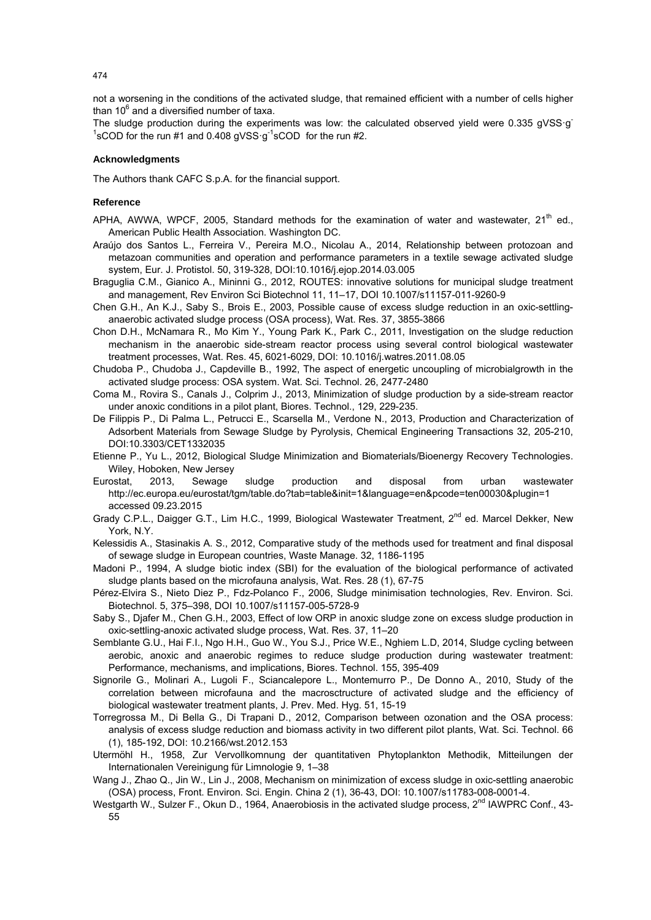not a worsening in the conditions of the activated sludge, that remained efficient with a number of cells higher than $10^6$ and a diversified number of taxa.

The sludge production during the experiments was low: the calculated observed yield were 0.335 $gVSS \cdot g^{-1}sCOD$ for the run #1 and 0.408 $gVSS \cdot g^{-1}sCOD$ for the run #2.

### Acknowledgments

The Authors thank CAFC S.p.A. for the financial support.

### Reference

APHA, AWWA, WPCF, 2005, Standard methods for the examination of water and wastewater, 21[th] ed., American Public Health Association. Washington DC.

Araújo dos Santos L., Ferreira V., Pereira M.O., Nicolau A., 2014, Relationship between protozoan and metazoan communities and operation and performance parameters in a textile sewage activated sludge system, Eur. J. Protistol. 50, 319-328, DOI:10.1016/j.ejop.2014.03.005

Braguglia C.M., Gianico A., Mininni G., 2012, ROUTES: innovative solutions for municipal sludge treatment and management, Rev Environ Sci Biotechnol 11, 11–17, DOI 10.1007/s11157-011-9260-9

Chen G.H., An K.J., Saby S., Brois E., 2003, Possible cause of excess sludge reduction in an oxic-settling-anaerobic activated sludge process (OSA process), Wat. Res. 37, 3855-3866

Chon D.H., McNamara R., Mo Kim Y., Young Park K., Park C., 2011, Investigation on the sludge reduction mechanism in the anaerobic side-stream reactor process using several control biological wastewater treatment processes, Wat. Res. 45, 6021-6029, DOI: 10.1016/j.watres.2011.08.05

Chudoba P., Chudoba J., Capdeville B., 1992, The aspect of energetic uncoupling of microbialgrowth in the activated sludge process: OSA system. Wat. Sci. Technol. 26, 2477-2480

Coma M., Rovira S., Canals J., Colprim J., 2013, Minimization of sludge production by a side-stream reactor under anoxic conditions in a pilot plant, Biores. Technol., 129, 229-235.

De Filippis P., Di Palma L., Petrucci E., Scarsella M., Verdone N., 2013, Production and Characterization of Adsorbent Materials from Sewage Sludge by Pyrolysis, Chemical Engineering Transactions 32, 205-210, DOI:10.3303/CET1332035

Etienne P., Yu L., 2012, Biological Sludge Minimization and Biomaterials/Bioenergy Recovery Technologies. Wiley, Hoboken, New Jersey

Eurostat, 2013, Sewage sludge production and disposal from urban wastewater http://ec.europa.eu/eurostat/tgm/table.do?tab=table&init=1&language=en&pcode=ten00030&plugin=1 accessed 09.23.2015

Grady C.P.L., Daigger G.T., Lim H.C., 1999, Biological Wastewater Treatment, 2[nd] ed. Marcel Dekker, New York, N.Y.

Kelessidis A., Stasinakis A. S., 2012, Comparative study of the methods used for treatment and final disposal of sewage sludge in European countries, Waste Manage. 32, 1186-1195

Madoni P., 1994, A sludge biotic index (SBI) for the evaluation of the biological performance of activated sludge plants based on the microfauna analysis, Wat. Res. 28 (1), 67-75

Pérez-Elvira S., Nieto Diez P., Fdz-Polanco F., 2006, Sludge minimisation technologies, Rev. Environ. Sci. Biotechnol. 5, 375–398, DOI 10.1007/s11157-005-5728-9

Saby S., Djafer M., Chen G.H., 2003, Effect of low ORP in anoxic sludge zone on excess sludge production in oxic-settling-anoxic activated sludge process, Wat. Res. 37, 11–20

Semblante G.U., Hai F.I., Ngo H.H., Guo W., You S.J., Price W.E., Nghiem L.D, 2014, Sludge cycling between aerobic, anoxic and anaerobic regimes to reduce sludge production during wastewater treatment: Performance, mechanisms, and implications, Biores. Technol. 155, 395-409

Signorile G., Molinari A., Lugoli F., Sciancalepore L., Montemurro P., De Donno A., 2010, Study of the correlation between microfauna and the macrosctructure of activated sludge and the efficiency of biological wastewater treatment plants, J. Prev. Med. Hyg. 51, 15-19

Torregrossa M., Di Bella G., Di Trapani D., 2012, Comparison between ozonation and the OSA process: analysis of excess sludge reduction and biomass activity in two different pilot plants, Wat. Sci. Technol. 66 (1), 185-192, DOI: 10.2166/wst.2012.153

Utermöhl H., 1958, Zur Vervollkomnung der quantitativen Phytoplankton Methodik, Mitteilungen der Internationalen Vereinigung für Limnologie 9, 1–38

Wang J., Zhao Q., Jin W., Lin J., 2008, Mechanism on minimization of excess sludge in oxic-settling anaerobic (OSA) process, Front. Environ. Sci. Engin. China 2 (1), 36-43, DOI: 10.1007/s11783-008-0001-4.

Westgarth W., Sulzer F., Okun D., 1964, Anaerobiosis in the activated sludge process, 2[nd] IAWPRC Conf., 43-55